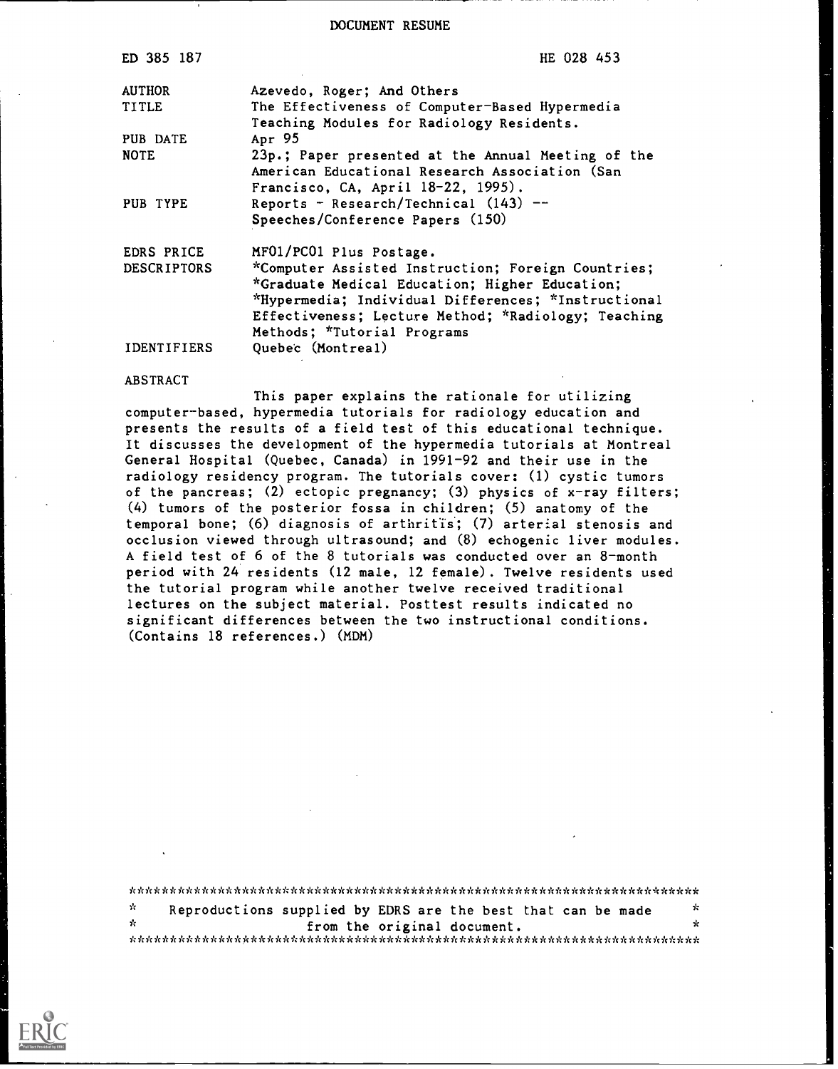DOCUMENT RESUME

| | |
|---|---|
| ED 385 187 | HE 028 453 |
| AUTHOR | Azevedo, Roger; And Others |
| TITLE | The Effectiveness of Computer-Based Hypermedia Teaching Modules for Radiology Residents. |
| PUB DATE | Apr 95 |
| NOTE | 23p.; Paper presented at the Annual Meeting of the American Educational Research Association (San Francisco, CA, April 18-22, 1995). |
| PUB TYPE | Reports - Research/Technical (143) -- Speeches/Conference Papers (150) |
| EDRS PRICE | MF01/PC01 Plus Postage. |
| DESCRIPTORS | *Computer Assisted Instruction; Foreign Countries; *Graduate Medical Education; Higher Education; *Hypermedia; Individual Differences; *Instructional Effectiveness; Lecture Method; *Radiology; Teaching Methods; *Tutorial Programs |
| IDENTIFIERS | Quebec (Montreal) |

ABSTRACT

This paper explains the rationale for utilizing computer-based, hypermedia tutorials for radiology education and presents the results of a field test of this educational technique. It discusses the development of the hypermedia tutorials at Montreal General Hospital (Quebec, Canada) in 1991-92 and their use in the radiology residency program. The tutorials cover: (1) cystic tumors of the pancreas; (2) ectopic pregnancy; (3) physics of x-ray filters; (4) tumors of the posterior fossa in children; (5) anatomy of the temporal bone; (6) diagnosis of arthritis; (7) arterial stenosis and occlusion viewed through ultrasound; and (8) echogenic liver modules. A field test of 6 of the 8 tutorials was conducted over an 8-month period with 24 residents (12 male, 12 female). Twelve residents used the tutorial program while another twelve received traditional lectures on the subject material. Posttest results indicated no significant differences between the two instructional conditions. (Contains 18 references.) (MDM)

***********************************************************************
* Reproductions supplied by EDRS are the best that can be made *
* from the original document. *
***********************************************************************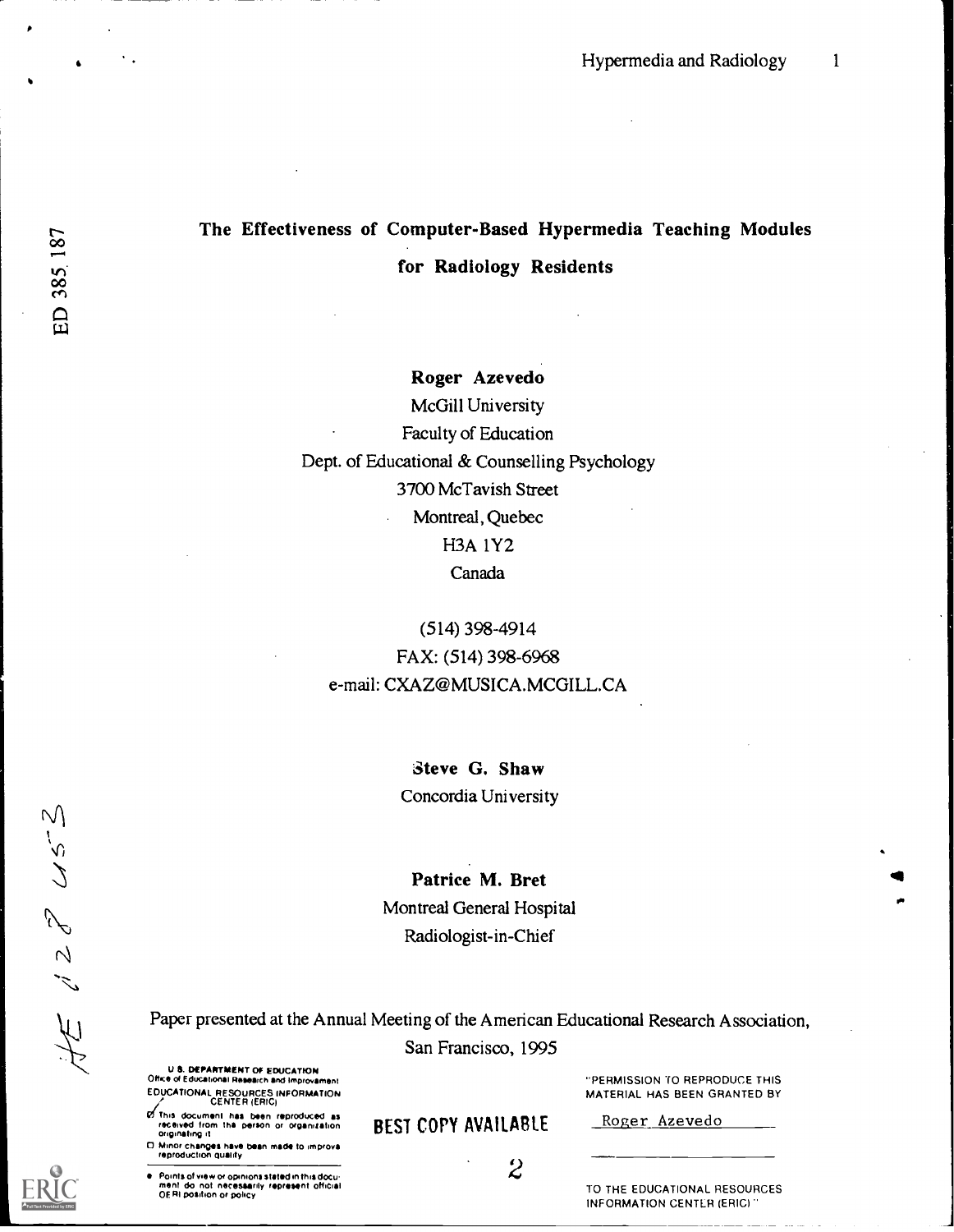# The Effectiveness of Computer-Based Hypermedia Teaching Modules for Radiology Residents

**Roger Azevedo**

McGill University
Faculty of Education
Dept. of Educational & Counselling Psychology
3700 McTavish Street
Montreal, Quebec
H3A 1Y2
Canada

(514) 398-4914
FAX: (514) 398-6968
e-mail: CXAZ@MUSICA.MCGILL.CA

**Steve G. Shaw**

Concordia University

**Patrice M. Bret**

Montreal General Hospital
Radiologist-in-Chief

Paper presented at the Annual Meeting of the American Educational Research Association, San Francisco, 1995

U.S. DEPARTMENT OF EDUCATION
Office of Educational Research and Improvement
EDUCATIONAL RESOURCES INFORMATION CENTER (ERIC)

- This document has been reproduced as received from the person or organization originating it
- Minor changes have been made to improve reproduction quality
- Points of view or opinions stated in this document do not necessarily represent official OERI position or policy

BEST COPY AVAILABLE

"PERMISSION TO REPRODUCE THIS MATERIAL HAS BEEN GRANTED BY
Roger Azevedo
TO THE EDUCATIONAL RESOURCES INFORMATION CENTER (ERIC)"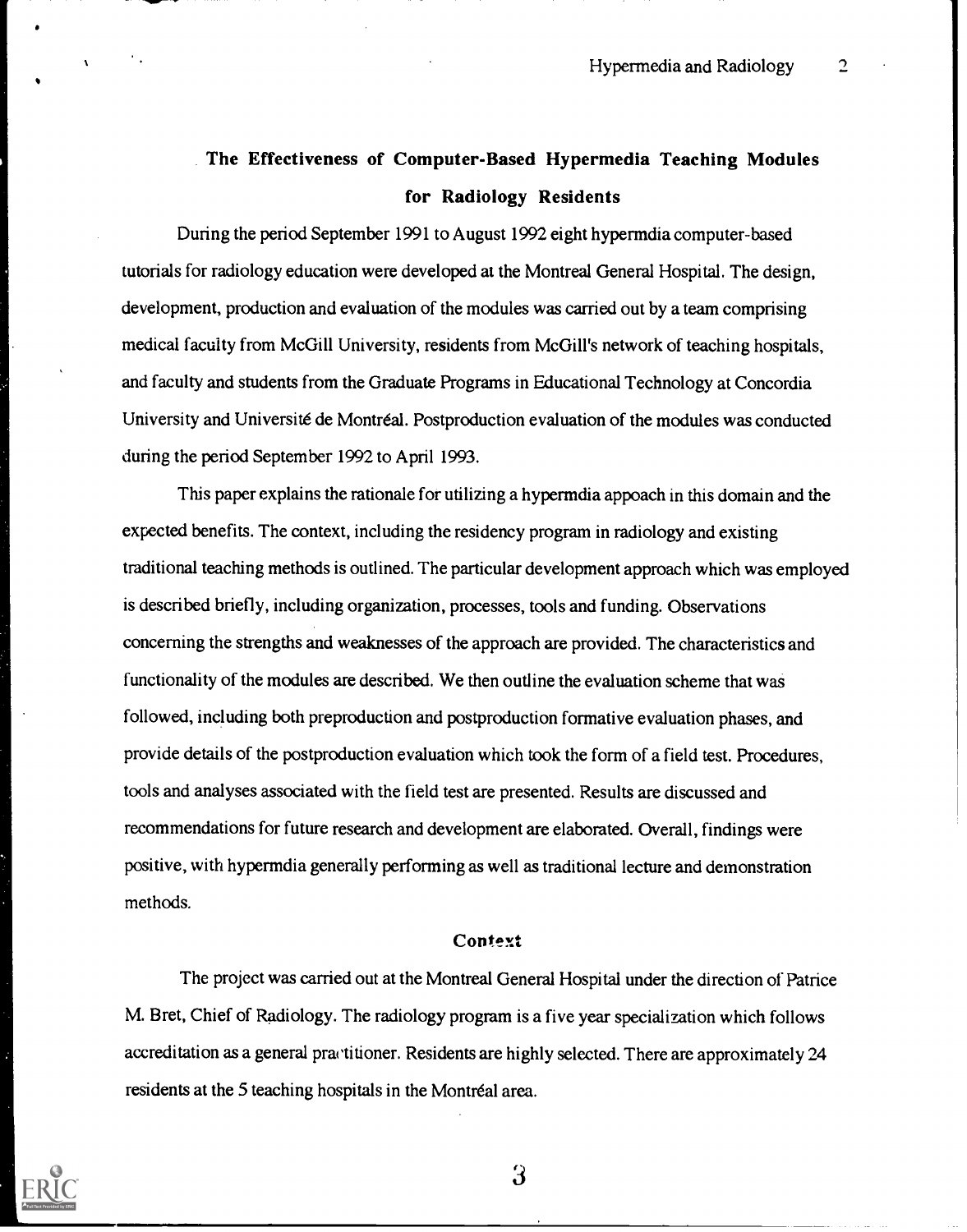## The Effectiveness of Computer-Based Hypermedia Teaching Modules for Radiology Residents

During the period September 1991 to August 1992 eight hypermdia computer-based tutorials for radiology education were developed at the Montreal General Hospital. The design, development, production and evaluation of the modules was carried out by a team comprising medical faculty from McGill University, residents from McGill's network of teaching hospitals, and faculty and students from the Graduate Programs in Educational Technology at Concordia University and Université de Montréal. Postproduction evaluation of the modules was conducted during the period September 1992 to April 1993.

This paper explains the rationale for utilizing a hypermdia appoach in this domain and the expected benefits. The context, including the residency program in radiology and existing traditional teaching methods is outlined. The particular development approach which was employed is described briefly, including organization, processes, tools and funding. Observations concerning the strengths and weaknesses of the approach are provided. The characteristics and functionality of the modules are described. We then outline the evaluation scheme that was followed, including both preproduction and postproduction formative evaluation phases, and provide details of the postproduction evaluation which took the form of a field test. Procedures, tools and analyses associated with the field test are presented. Results are discussed and recommendations for future research and development are elaborated. Overall, findings were positive, with hypermdia generally performing as well as traditional lecture and demonstration methods.

### Context

The project was carried out at the Montreal General Hospital under the direction of Patrice M. Bret, Chief of Radiology. The radiology program is a five year specialization which follows accreditation as a general practitioner. Residents are highly selected. There are approximately 24 residents at the 5 teaching hospitals in the Montréal area.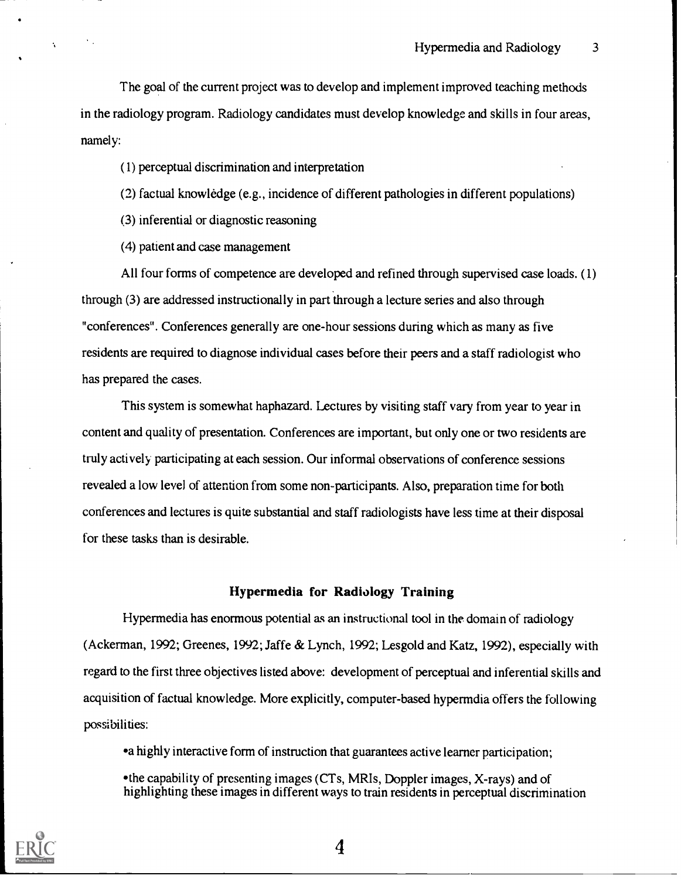The goal of the current project was to develop and implement improved teaching methods in the radiology program. Radiology candidates must develop knowledge and skills in four areas, namely:

(1) perceptual discrimination and interpretation

(2) factual knowledge (e.g., incidence of different pathologies in different populations)

(3) inferential or diagnostic reasoning

(4) patient and case management

All four forms of competence are developed and refined through supervised case loads. (1) through (3) are addressed instructionally in part through a lecture series and also through "conferences". Conferences generally are one-hour sessions during which as many as five residents are required to diagnose individual cases before their peers and a staff radiologist who has prepared the cases.

This system is somewhat haphazard. Lectures by visiting staff vary from year to year in content and quality of presentation. Conferences are important, but only one or two residents are truly actively participating at each session. Our informal observations of conference sessions revealed a low level of attention from some non-participants. Also, preparation time for both conferences and lectures is quite substantial and staff radiologists have less time at their disposal for these tasks than is desirable.

### Hypermedia for Radiology Training

Hypermedia has enormous potential as an instructional tool in the domain of radiology (Ackerman, 1992; Greenes, 1992; Jaffe & Lynch, 1992; Lesgold and Katz, 1992), especially with regard to the first three objectives listed above: development of perceptual and inferential skills and acquisition of factual knowledge. More explicitly, computer-based hypermdia offers the following possibilities:

- a highly interactive form of instruction that guarantees active learner participation;
- the capability of presenting images (CTs, MRIs, Doppler images, X-rays) and of highlighting these images in different ways to train residents in perceptual discrimination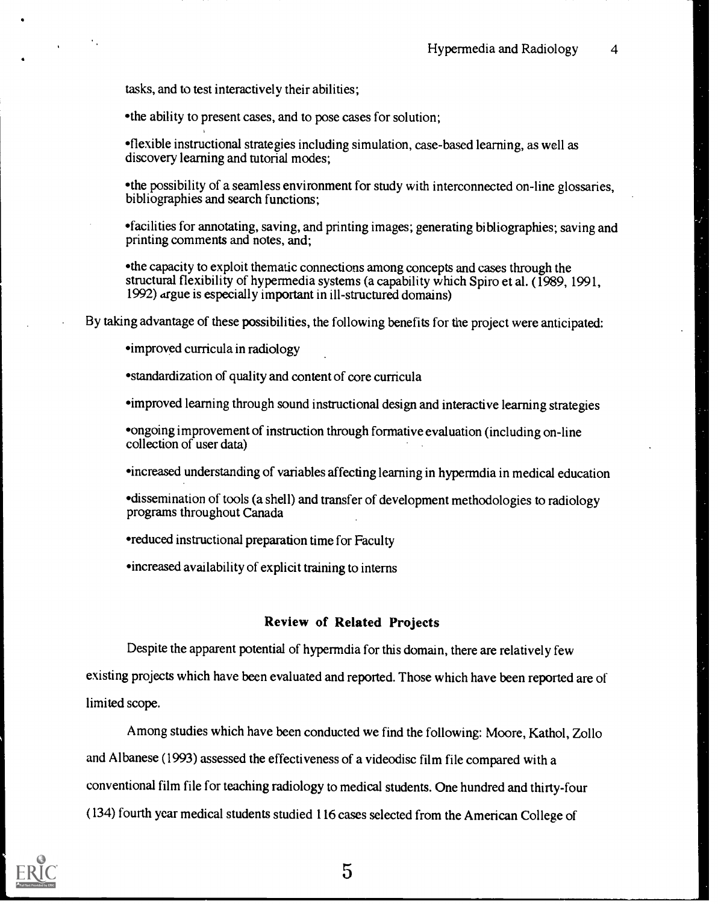tasks, and to test interactively their abilities;

•the ability to present cases, and to pose cases for solution;

•flexible instructional strategies including simulation, case-based learning, as well as discovery learning and tutorial modes;

•the possibility of a seamless environment for study with interconnected on-line glossaries, bibliographies and search functions;

•facilities for annotating, saving, and printing images; generating bibliographies; saving and printing comments and notes, and;

•the capacity to exploit thematic connections among concepts and cases through the structural flexibility of hypermedia systems (a capability which Spiro et al. (1989, 1991, 1992) argue is especially important in ill-structured domains)

By taking advantage of these possibilities, the following benefits for the project were anticipated:

•improved curricula in radiology

•standardization of quality and content of core curricula

•improved learning through sound instructional design and interactive learning strategies

•ongoing improvement of instruction through formative evaluation (including on-line collection of user data)

•increased understanding of variables affecting learning in hypermdia in medical education

•dissemination of tools (a shell) and transfer of development methodologies to radiology programs throughout Canada

•reduced instructional preparation time for Faculty

•increased availability of explicit training to interns

## Review of Related Projects

Despite the apparent potential of hypermdia for this domain, there are relatively few existing projects which have been evaluated and reported. Those which have been reported are of limited scope.

Among studies which have been conducted we find the following: Moore, Kathol, Zollo and Albanese (1993) assessed the effectiveness of a videodisc film file compared with a conventional film file for teaching radiology to medical students. One hundred and thirty-four (134) fourth year medical students studied 116 cases selected from the American College of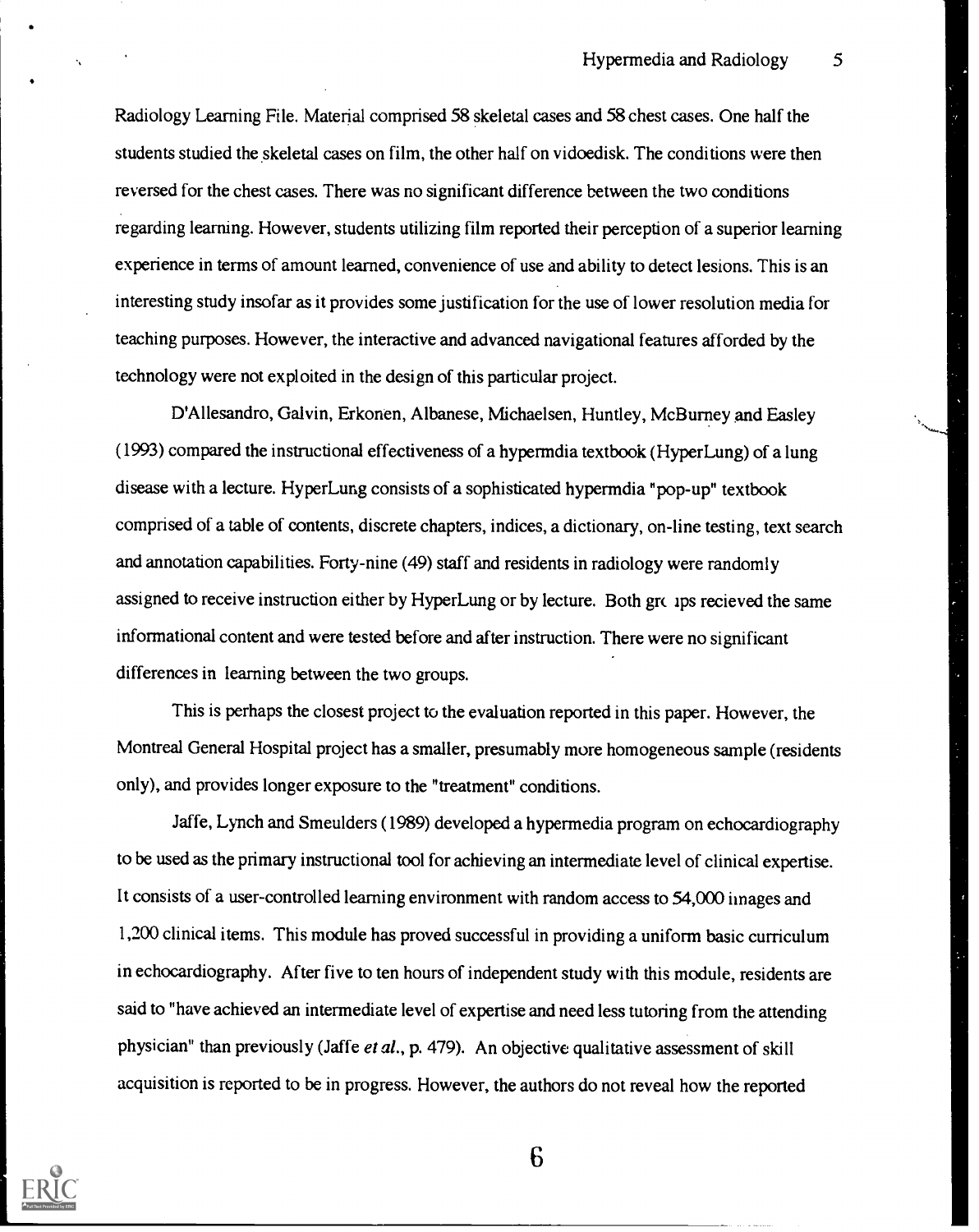Radiology Learning File. Material comprised 58 skeletal cases and 58 chest cases. One half the students studied the skeletal cases on film, the other half on vidoedisk. The conditions were then reversed for the chest cases. There was no significant difference between the two conditions regarding learning. However, students utilizing film reported their perception of a superior learning experience in terms of amount learned, convenience of use and ability to detect lesions. This is an interesting study insofar as it provides some justification for the use of lower resolution media for teaching purposes. However, the interactive and advanced navigational features afforded by the technology were not exploited in the design of this particular project.

D'Allesandro, Galvin, Erkonen, Albanese, Michaelsen, Huntley, McBurney and Easley (1993) compared the instructional effectiveness of a hypermdia textbook (HyperLung) of a lung disease with a lecture. HyperLung consists of a sophisticated hypermdia "pop-up" textbook comprised of a table of contents, discrete chapters, indices, a dictionary, on-line testing, text search and annotation capabilities. Forty-nine (49) staff and residents in radiology were randomly assigned to receive instruction either by HyperLung or by lecture. Both groups recieved the same informational content and were tested before and after instruction. There were no significant differences in learning between the two groups.

This is perhaps the closest project to the evaluation reported in this paper. However, the Montreal General Hospital project has a smaller, presumably more homogeneous sample (residents only), and provides longer exposure to the "treatment" conditions.

Jaffe, Lynch and Smeulders (1989) developed a hypermedia program on echocardiography to be used as the primary instructional tool for achieving an intermediate level of clinical expertise. It consists of a user-controlled learning environment with random access to 54,000 images and 1,200 clinical items. This module has proved successful in providing a uniform basic curriculum in echocardiography. After five to ten hours of independent study with this module, residents are said to "have achieved an intermediate level of expertise and need less tutoring from the attending physician" than previously (Jaffe *et al.*, p. 479). An objective qualitative assessment of skill acquisition is reported to be in progress. However, the authors do not reveal how the reported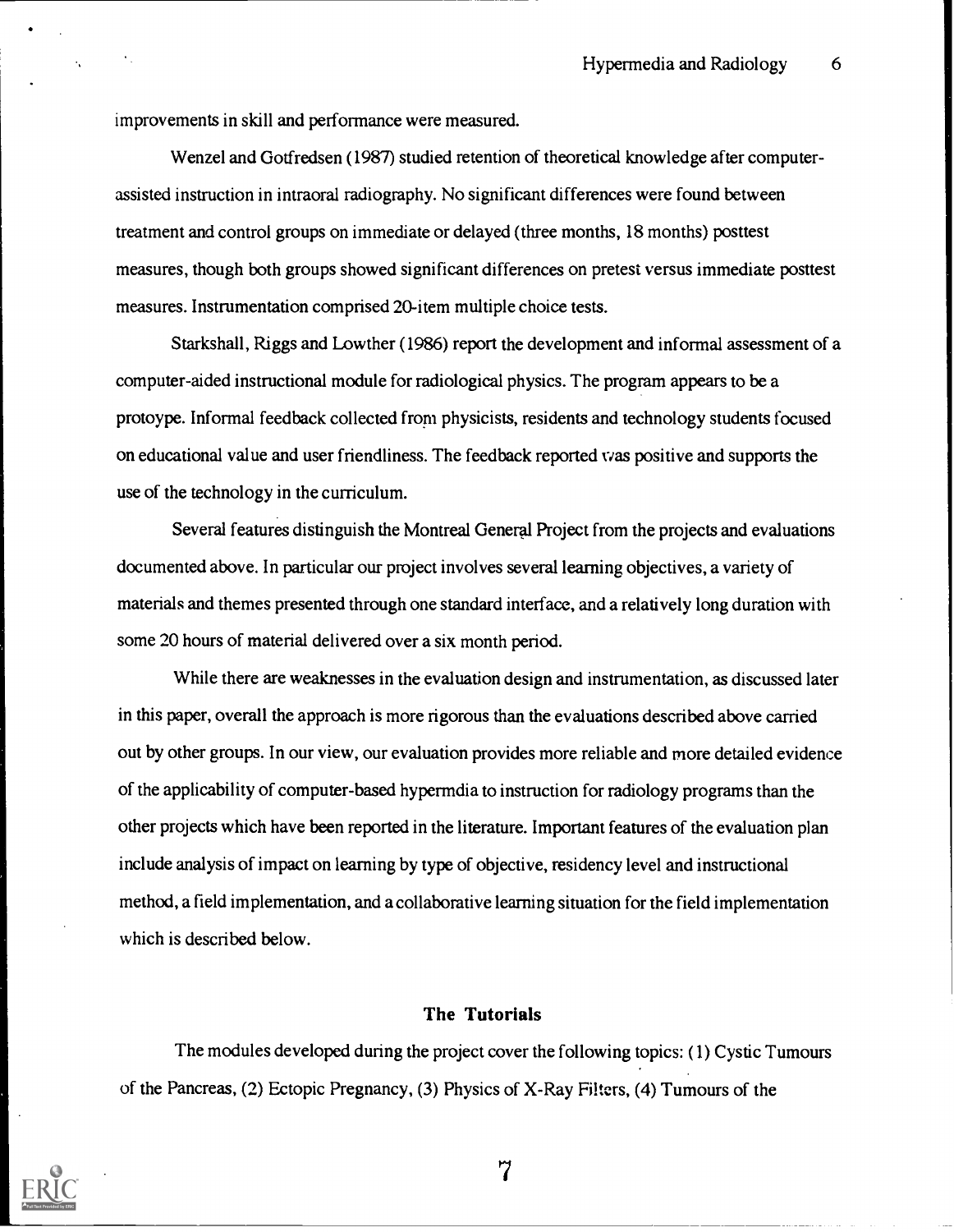improvements in skill and performance were measured.

Wenzel and Gotfredsen (1987) studied retention of theoretical knowledge after computer-assisted instruction in intraoral radiography. No significant differences were found between treatment and control groups on immediate or delayed (three months, 18 months) posttest measures, though both groups showed significant differences on pretest versus immediate posttest measures. Instrumentation comprised 20-item multiple choice tests.

Starkshall, Riggs and Lowther (1986) report the development and informal assessment of a computer-aided instructional module for radiological physics. The program appears to be a protoyype. Informal feedback collected from physicists, residents and technology students focused on educational value and user friendliness. The feedback reported was positive and supports the use of the technology in the curriculum.

Several features distinguish the Montreal General Project from the projects and evaluations documented above. In particular our project involves several learning objectives, a variety of materials and themes presented through one standard interface, and a relatively long duration with some 20 hours of material delivered over a six month period.

While there are weaknesses in the evaluation design and instrumentation, as discussed later in this paper, overall the approach is more rigorous than the evaluations described above carried out by other groups. In our view, our evaluation provides more reliable and more detailed evidence of the applicability of computer-based hypermdia to instruction for radiology programs than the other projects which have been reported in the literature. Important features of the evaluation plan include analysis of impact on learning by type of objective, residency level and instructional method, a field implementation, and a collaborative learning situation for the field implementation which is described below.

## The Tutorials

The modules developed during the project cover the following topics: (1) Cystic Tumours of the Pancreas, (2) Ectopic Pregnancy, (3) Physics of X-Ray Filters, (4) Tumours of the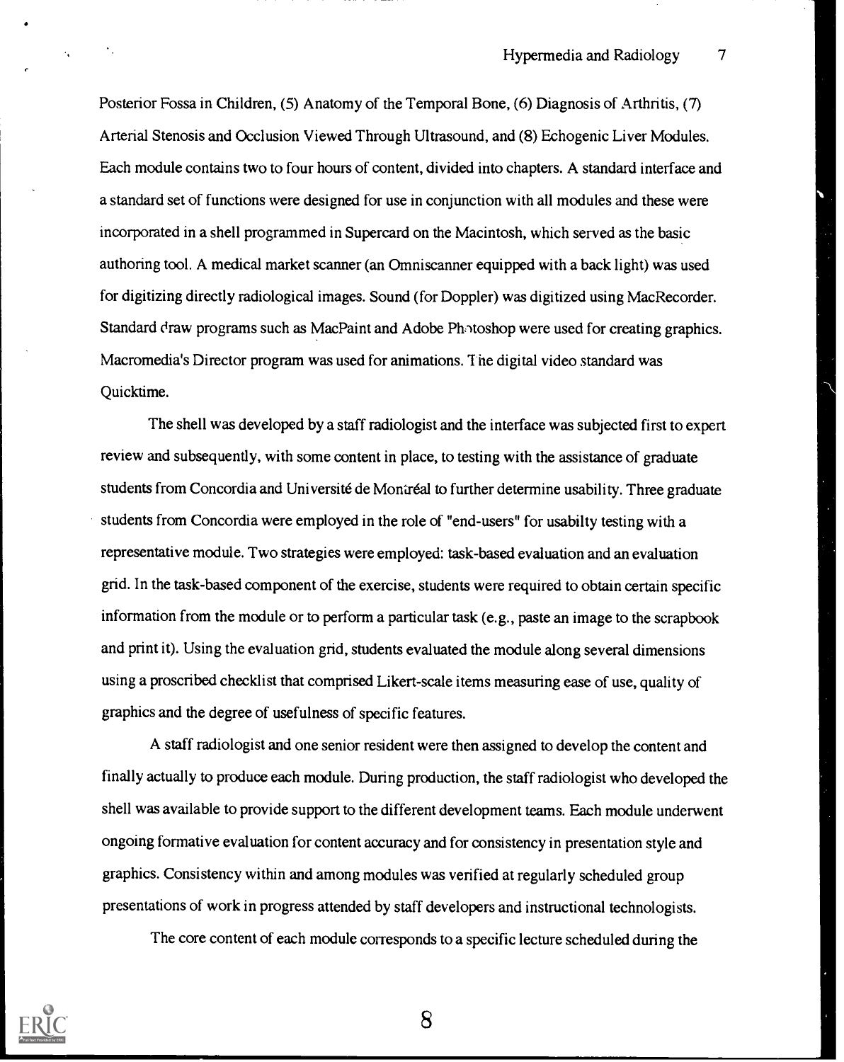Posterior Fossa in Children, (5) Anatomy of the Temporal Bone, (6) Diagnosis of Arthritis, (7) Arterial Stenosis and Occlusion Viewed Through Ultrasound, and (8) Echogenic Liver Modules. Each module contains two to four hours of content, divided into chapters. A standard interface and a standard set of functions were designed for use in conjunction with all modules and these were incorporated in a shell programmed in Supercard on the Macintosh, which served as the basic authoring tool. A medical market scanner (an Omniscanner equipped with a back light) was used for digitizing directly radiological images. Sound (for Doppler) was digitized using MacRecorder. Standard draw programs such as MacPaint and Adobe Photoshop were used for creating graphics. Macromedia's Director program was used for animations. The digital video standard was Quicktime.

The shell was developed by a staff radiologist and the interface was subjected first to expert review and subsequently, with some content in place, to testing with the assistance of graduate students from Concordia and Université de Montréal to further determine usability. Three graduate students from Concordia were employed in the role of "end-users" for usabilty testing with a representative module. Two strategies were employed: task-based evaluation and an evaluation grid. In the task-based component of the exercise, students were required to obtain certain specific information from the module or to perform a particular task (e.g., paste an image to the scrapbook and print it). Using the evaluation grid, students evaluated the module along several dimensions using a proscribed checklist that comprised Likert-scale items measuring ease of use, quality of graphics and the degree of usefulness of specific features.

A staff radiologist and one senior resident were then assigned to develop the content and finally actually to produce each module. During production, the staff radiologist who developed the shell was available to provide support to the different development teams. Each module underwent ongoing formative evaluation for content accuracy and for consistency in presentation style and graphics. Consistency within and among modules was verified at regularly scheduled group presentations of work in progress attended by staff developers and instructional technologists.

The core content of each module corresponds to a specific lecture scheduled during the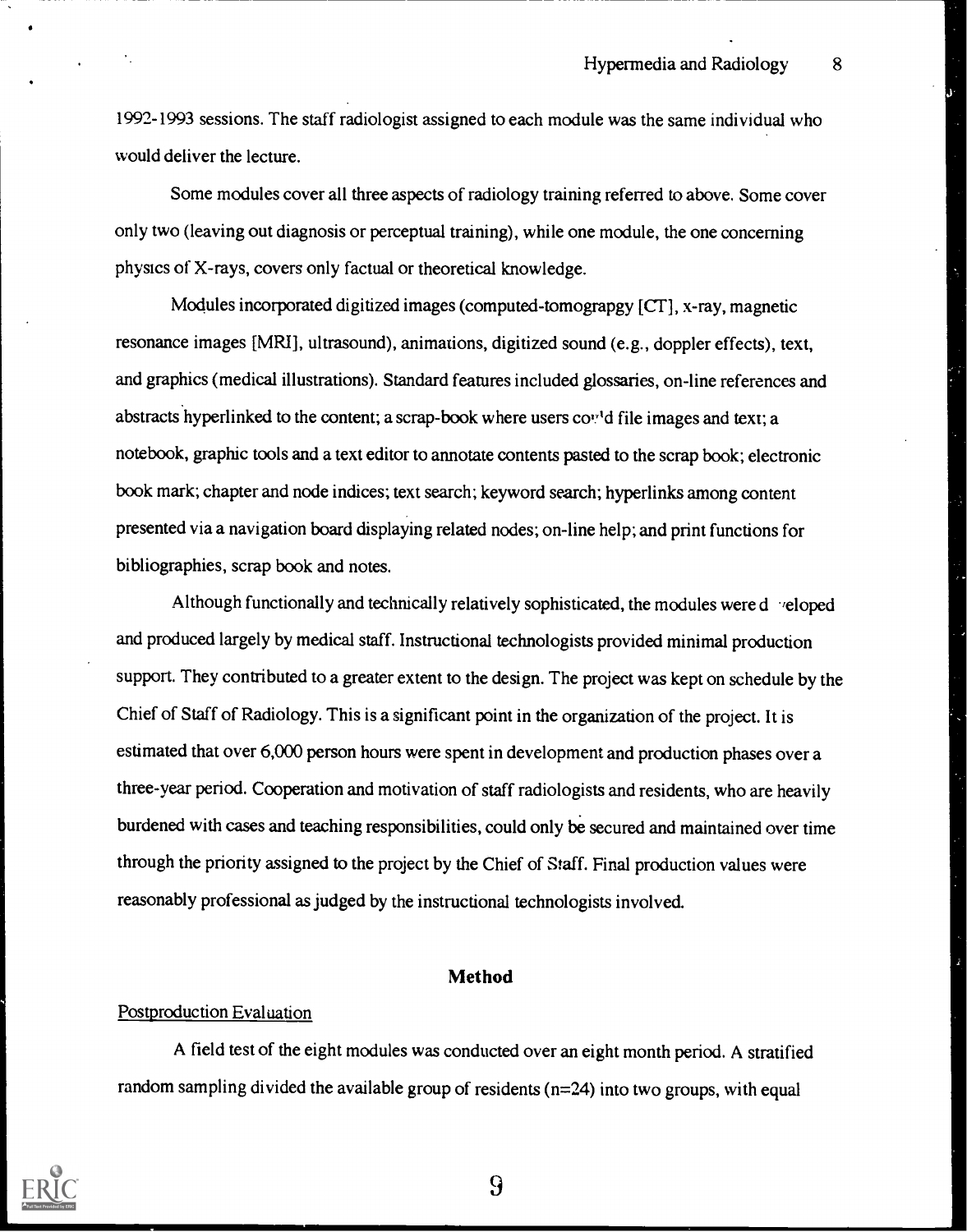1992-1993 sessions. The staff radiologist assigned to each module was the same individual who would deliver the lecture.

Some modules cover all three aspects of radiology training referred to above. Some cover only two (leaving out diagnosis or perceptual training), while one module, the one concerning physics of X-rays, covers only factual or theoretical knowledge.

Modules incorporated digitized images (computed-tomograpgy [CT], x-ray, magnetic resonance images [MRI], ultrasound), animations, digitized sound (e.g., doppler effects), text, and graphics (medical illustrations). Standard features included glossaries, on-line references and abstracts hyperlinked to the content; a scrap-book where users could file images and text; a notebook, graphic tools and a text editor to annotate contents pasted to the scrap book; electronic book mark; chapter and node indices; text search; keyword search; hyperlinks among content presented via a navigation board displaying related nodes; on-line help; and print functions for bibliographies, scrap book and notes.

Although functionally and technically relatively sophisticated, the modules were developed and produced largely by medical staff. Instructional technologists provided minimal production support. They contributed to a greater extent to the design. The project was kept on schedule by the Chief of Staff of Radiology. This is a significant point in the organization of the project. It is estimated that over 6,000 person hours were spent in development and production phases over a three-year period. Cooperation and motivation of staff radiologists and residents, who are heavily burdened with cases and teaching responsibilities, could only be secured and maintained over time through the priority assigned to the project by the Chief of Staff. Final production values were reasonably professional as judged by the instructional technologists involved.

## Method

Postproduction Evaluation

A field test of the eight modules was conducted over an eight month period. A stratified random sampling divided the available group of residents (n=24) into two groups, with equal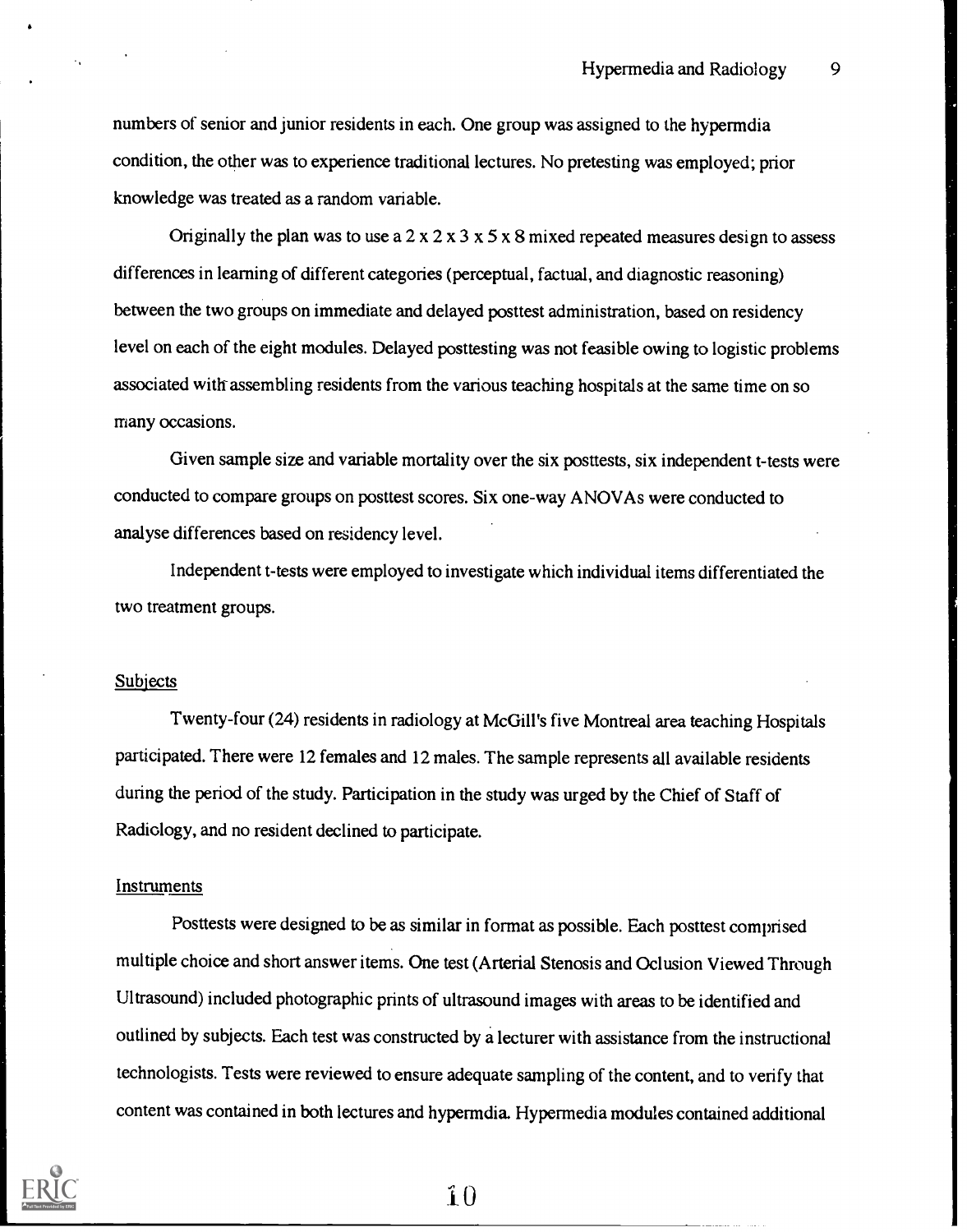numbers of senior and junior residents in each. One group was assigned to the hypermdia condition, the other was to experience traditional lectures. No pretesting was employed; prior knowledge was treated as a random variable.

Originally the plan was to use a 2 x 2 x 3 x 5 x 8 mixed repeated measures design to assess differences in learning of different categories (perceptual, factual, and diagnostic reasoning) between the two groups on immediate and delayed posttest administration, based on residency level on each of the eight modules. Delayed posttesting was not feasible owing to logistic problems associated with assembling residents from the various teaching hospitals at the same time on so many occasions.

Given sample size and variable mortality over the six posttests, six independent t-tests were conducted to compare groups on posttest scores. Six one-way ANOVAs were conducted to analyse differences based on residency level.

Independent t-tests were employed to investigate which individual items differentiated the two treatment groups.

## Subjects

Twenty-four (24) residents in radiology at McGill's five Montreal area teaching Hospitals participated. There were 12 females and 12 males. The sample represents all available residents during the period of the study. Participation in the study was urged by the Chief of Staff of Radiology, and no resident declined to participate.

## Instruments

Posttests were designed to be as similar in format as possible. Each posttest comprised multiple choice and short answer items. One test (Arterial Stenosis and Oclusion Viewed Through Ultrasound) included photographic prints of ultrasound images with areas to be identified and outlined by subjects. Each test was constructed by a lecturer with assistance from the instructional technologists. Tests were reviewed to ensure adequate sampling of the content, and to verify that content was contained in both lectures and hypermdia. Hypermedia modules contained additional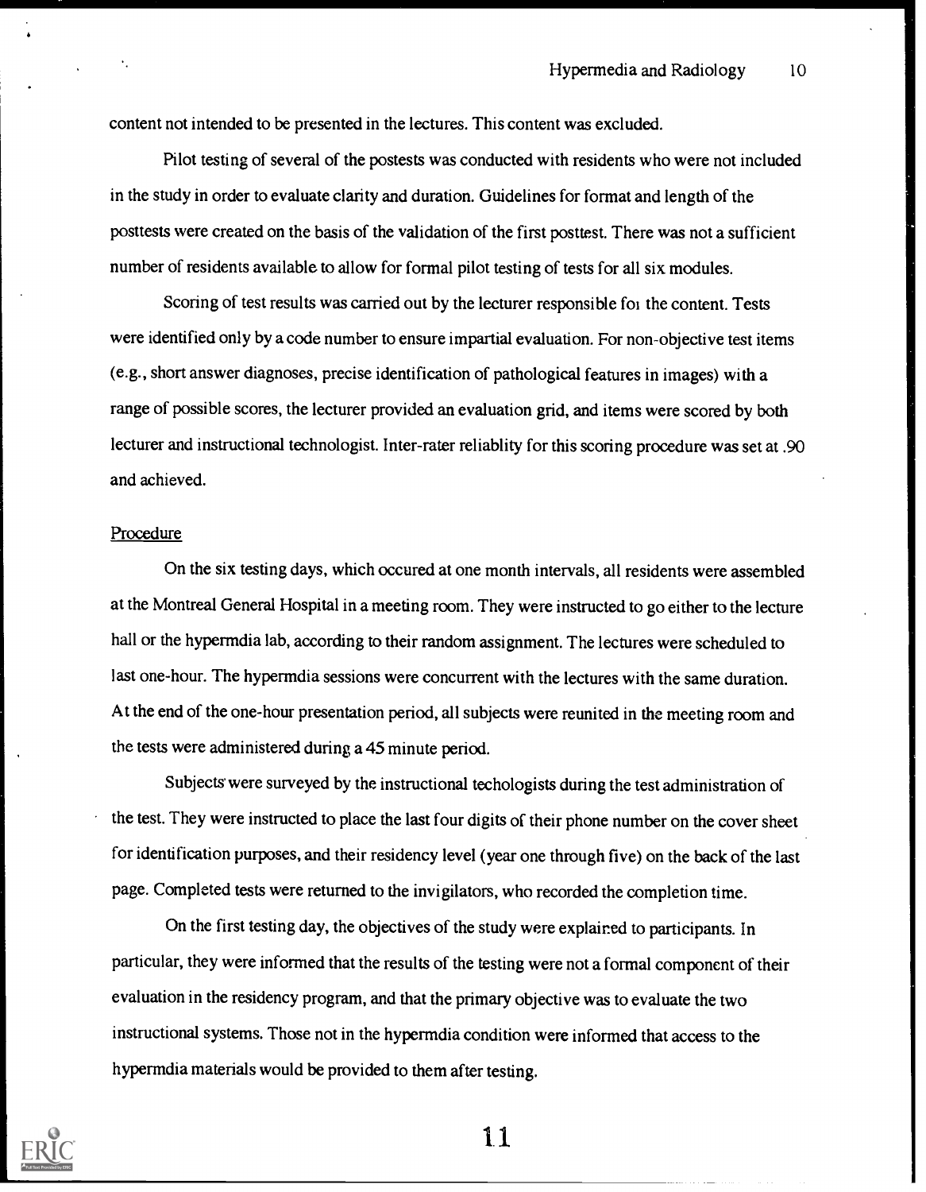content not intended to be presented in the lectures. This content was excluded.

Pilot testing of several of the postests was conducted with residents who were not included in the study in order to evaluate clarity and duration. Guidelines for format and length of the posttests were created on the basis of the validation of the first posttest. There was not a sufficient number of residents available to allow for formal pilot testing of tests for all six modules.

Scoring of test results was carried out by the lecturer responsible foı the content. Tests were identified only by a code number to ensure impartial evaluation. For non-objective test items (e.g., short answer diagnoses, precise identification of pathological features in images) with a range of possible scores, the lecturer provided an evaluation grid, and items were scored by both lecturer and instructional technologist. Inter-rater reliablity for this scoring procedure was set at .90 and achieved.

Procedure

On the six testing days, which occured at one month intervals, all residents were assembled at the Montreal General Hospital in a meeting room. They were instructed to go either to the lecture hall or the hypermdia lab, according to their random assignment. The lectures were scheduled to last one-hour. The hypermdia sessions were concurrent with the lectures with the same duration. At the end of the one-hour presentation period, all subjects were reunited in the meeting room and the tests were administered during a 45 minute period.

Subjects were surveyed by the instructional techologists during the test administration of the test. They were instructed to place the last four digits of their phone number on the cover sheet for identification purposes, and their residency level (year one through five) on the back of the last page. Completed tests were returned to the invigilators, who recorded the completion time.

On the first testing day, the objectives of the study were explained to participants. In particular, they were informed that the results of the testing were not a formal component of their evaluation in the residency program, and that the primary objective was to evaluate the two instructional systems. Those not in the hypermdia condition were informed that access to the hypermdia materials would be provided to them after testing.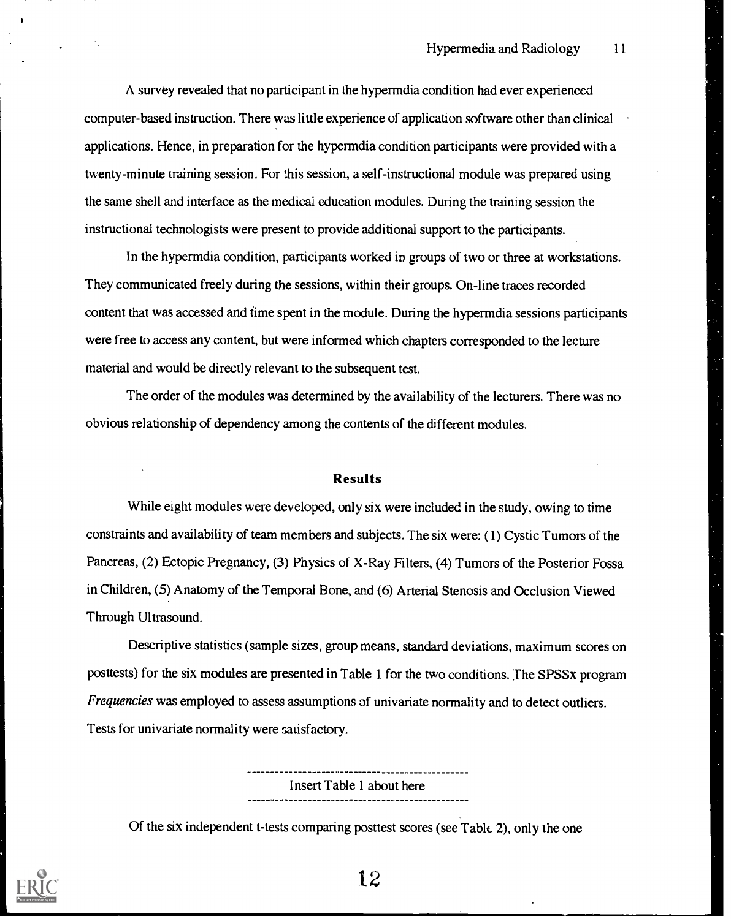A survey revealed that no participant in the hypermdia condition had ever experienced computer-based instruction. There was little experience of application software other than clinical applications. Hence, in preparation for the hypermdia condition participants were provided with a twenty-minute training session. For this session, a self-instructional module was prepared using the same shell and interface as the medical education modules. During the training session the instructional technologists were present to provide additional support to the participants.

In the hypermdia condition, participants worked in groups of two or three at workstations. They communicated freely during the sessions, within their groups. On-line traces recorded content that was accessed and time spent in the module. During the hypermdia sessions participants were free to access any content, but were informed which chapters corresponded to the lecture material and would be directly relevant to the subsequent test.

The order of the modules was determined by the availability of the lecturers. There was no obvious relationship of dependency among the contents of the different modules.

## Results

While eight modules were developed, only six were included in the study, owing to time constraints and availability of team members and subjects. The six were: (1) Cystic Tumors of the Pancreas, (2) Ectopic Pregnancy, (3) Physics of X-Ray Filters, (4) Tumors of the Posterior Fossa in Children, (5) Anatomy of the Temporal Bone, and (6) Arterial Stenosis and Occlusion Viewed Through Ultrasound.

Descriptive statistics (sample sizes, group means, standard deviations, maximum scores on posttests) for the six modules are presented in Table 1 for the two conditions. The SPSSx program *Frequencies* was employed to assess assumptions of univariate normality and to detect outliers. Tests for univariate normality were satisfactory.

Insert Table 1 about here

Of the six independent t-tests comparing posttest scores (see Table 2), only the one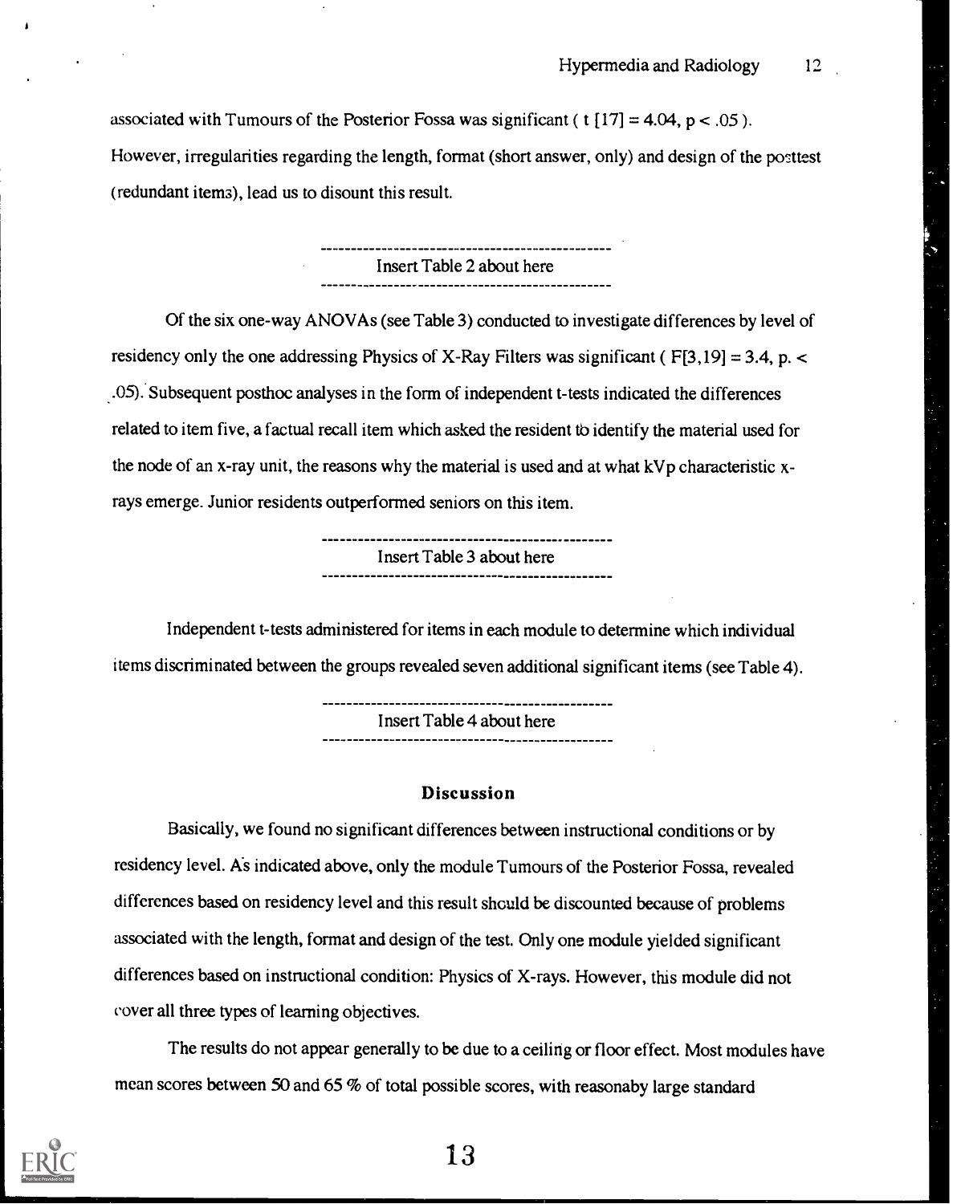associated with Tumours of the Posterior Fossa was significant ( $t[17] = 4.04$, $p < .05$ ). However, irregularities regarding the length, format (short answer, only) and design of the posttest (redundant items), lead us to disount this result.

---
Insert Table 2 about here

---

Of the six one-way ANOVAs (see Table 3) conducted to investigate differences by level of residency only the one addressing Physics of X-Ray Filters was significant ( $F[3,19] = 3.4$, $p < .05$). Subsequent posthoc analyses in the form of independent t-tests indicated the differences related to item five, a factual recall item which asked the resident to identify the material used for the node of an x-ray unit, the reasons why the material is used and at what kVp characteristic x-rays emerge. Junior residents outperformed seniors on this item.

---
Insert Table 3 about here

---

Independent t-tests administered for items in each module to determine which individual items discriminated between the groups revealed seven additional significant items (see Table 4).

---
Insert Table 4 about here

---

## Discussion

Basically, we found no significant differences between instructional conditions or by residency level. As indicated above, only the module Tumours of the Posterior Fossa, revealed differences based on residency level and this result should be discounted because of problems associated with the length, format and design of the test. Only one module yielded significant differences based on instructional condition: Physics of X-rays. However, this module did not cover all three types of learning objectives.

The results do not appear generally to be due to a ceiling or floor effect. Most modules have mean scores between 50 and 65 % of total possible scores, with reasonaby large standard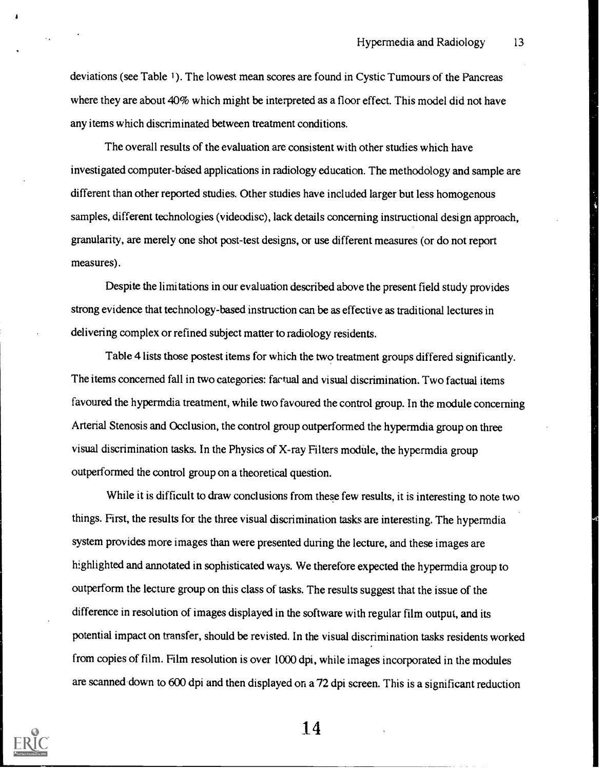deviations (see Table 1). The lowest mean scores are found in Cystic Tumours of the Pancreas where they are about 40% which might be interpreted as a floor effect. This model did not have any items which discriminated between treatment conditions.

The overall results of the evaluation are consistent with other studies which have investigated computer-based applications in radiology education. The methodology and sample are different than other reported studies. Other studies have included larger but less homogenous samples, different technologies (videodisc), lack details concerning instructional design approach, granularity, are merely one shot post-test designs, or use different measures (or do not report measures).

Despite the limitations in our evaluation described above the present field study provides strong evidence that technology-based instruction can be as effective as traditional lectures in delivering complex or refined subject matter to radiology residents.

Table 4 lists those postest items for which the two treatment groups differed significantly. The items concerned fall in two categories: factual and visual discrimination. Two factual items favoured the hypermdia treatment, while two favoured the control group. In the module concerning Arterial Stenosis and Occlusion, the control group outperformed the hypermdia group on three visual discrimination tasks. In the Physics of X-ray Filters module, the hypermdia group outperformed the control group on a theoretical question.

While it is difficult to draw conclusions from these few results, it is interesting to note two things. First, the results for the three visual discrimination tasks are interesting. The hypermdia system provides more images than were presented during the lecture, and these images are highlighted and annotated in sophisticated ways. We therefore expected the hypermdia group to outperform the lecture group on this class of tasks. The results suggest that the issue of the difference in resolution of images displayed in the software with regular film output, and its potential impact on transfer, should be revisted. In the visual discrimination tasks residents worked from copies of film. Film resolution is over 1000 dpi, while images incorporated in the modules are scanned down to 600 dpi and then displayed on a 72 dpi screen. This is a significant reduction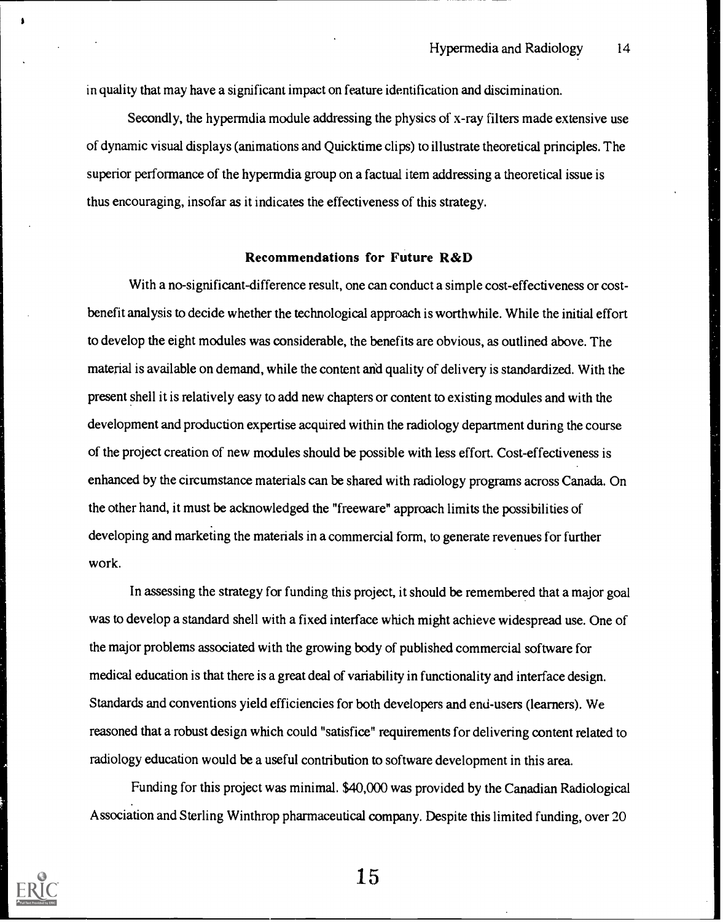in quality that may have a significant impact on feature identification and discimination.

Secondly, the hypermdia module addressing the physics of x-ray filters made extensive use of dynamic visual displays (animations and Quicktime clips) to illustrate theoretical principles. The superior performance of the hypermdia group on a factual item addressing a theoretical issue is thus encouraging, insofar as it indicates the effectiveness of this strategy.

## Recommendations for Future R&D

With a no-significant-difference result, one can conduct a simple cost-effectiveness or cost-benefit analysis to decide whether the technological approach is worthwhile. While the initial effort to develop the eight modules was considerable, the benefits are obvious, as outlined above. The material is available on demand, while the content and quality of delivery is standardized. With the present shell it is relatively easy to add new chapters or content to existing modules and with the development and production expertise acquired within the radiology department during the course of the project creation of new modules should be possible with less effort. Cost-effectiveness is enhanced by the circumstance materials can be shared with radiology programs across Canada. On the other hand, it must be acknowledged the "freeware" approach limits the possibilities of developing and marketing the materials in a commercial form, to generate revenues for further work.

In assessing the strategy for funding this project, it should be remembered that a major goal was to develop a standard shell with a fixed interface which might achieve widespread use. One of the major problems associated with the growing body of published commercial software for medical education is that there is a great deal of variability in functionality and interface design. Standards and conventions yield efficiencies for both developers and end-users (learners). We reasoned that a robust design which could "satisfice" requirements for delivering content related to radiology education would be a useful contribution to software development in this area.

Funding for this project was minimal. $40,000 was provided by the Canadian Radiological Association and Sterling Winthrop pharmaceutical company. Despite this limited funding, over 20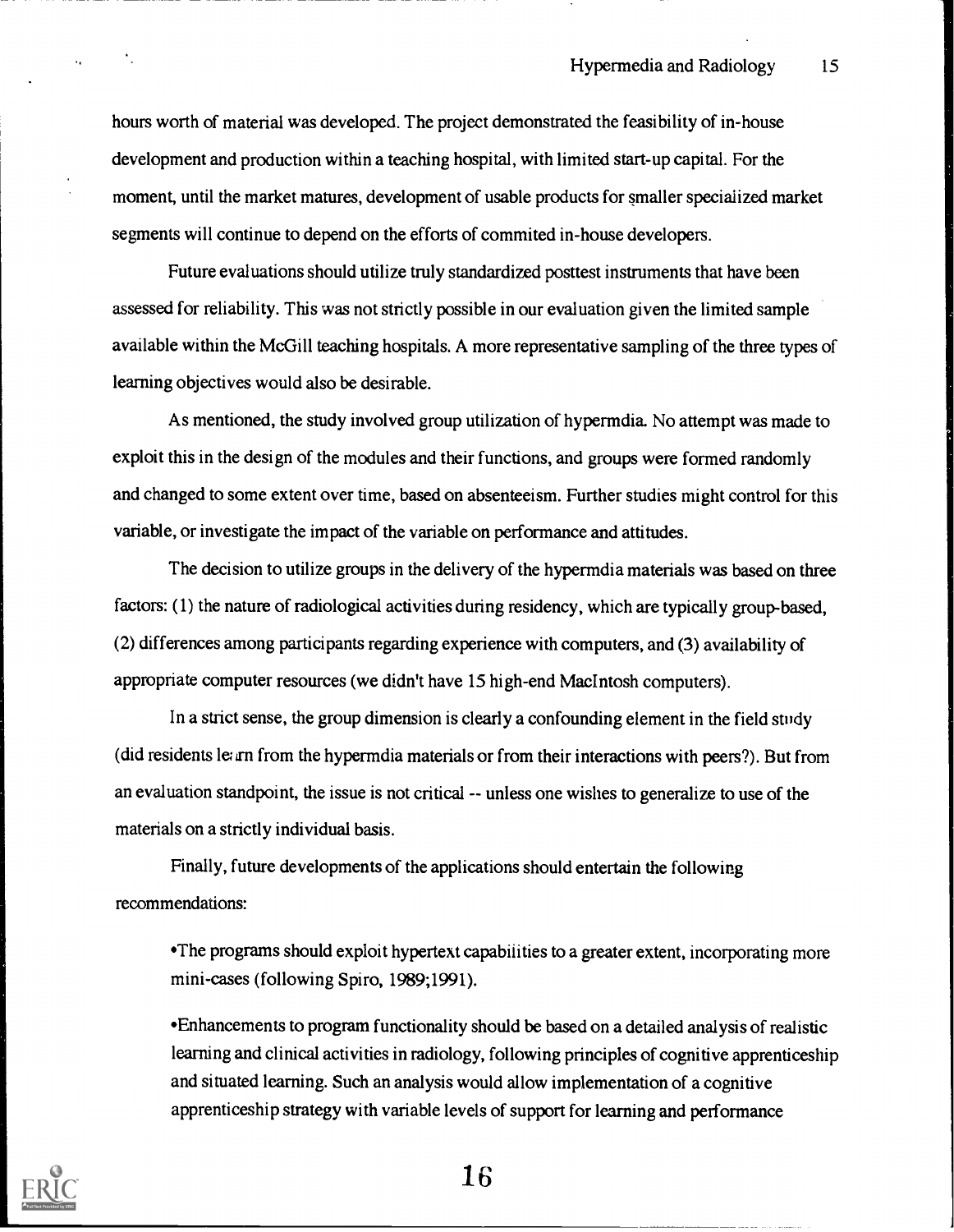hours worth of material was developed. The project demonstrated the feasibility of in-house development and production within a teaching hospital, with limited start-up capital. For the moment, until the market matures, development of usable products for smaller specialized market segments will continue to depend on the efforts of commited in-house developers.

Future evaluations should utilize truly standardized posttest instruments that have been assessed for reliability. This was not strictly possible in our evaluation given the limited sample available within the McGill teaching hospitals. A more representative sampling of the three types of learning objectives would also be desirable.

As mentioned, the study involved group utilization of hypermdia. No attempt was made to exploit this in the design of the modules and their functions, and groups were formed randomly and changed to some extent over time, based on absenteeism. Further studies might control for this variable, or investigate the impact of the variable on performance and attitudes.

The decision to utilize groups in the delivery of the hypermdia materials was based on three factors: (1) the nature of radiological activities during residency, which are typically group-based, (2) differences among participants regarding experience with computers, and (3) availability of appropriate computer resources (we didn't have 15 high-end MacIntosh computers).

In a strict sense, the group dimension is clearly a confounding element in the field study (did residents learn from the hypermdia materials or from their interactions with peers?). But from an evaluation standpoint, the issue is not critical -- unless one wishes to generalize to use of the materials on a strictly individual basis.

Finally, future developments of the applications should entertain the following recommendations:

- The programs should exploit hypertext capabilities to a greater extent, incorporating more mini-cases (following Spiro, 1989;1991).

- Enhancements to program functionality should be based on a detailed analysis of realistic learning and clinical activities in radiology, following principles of cognitive apprenticeship and situated learning. Such an analysis would allow implementation of a cognitive apprenticeship strategy with variable levels of support for learning and performance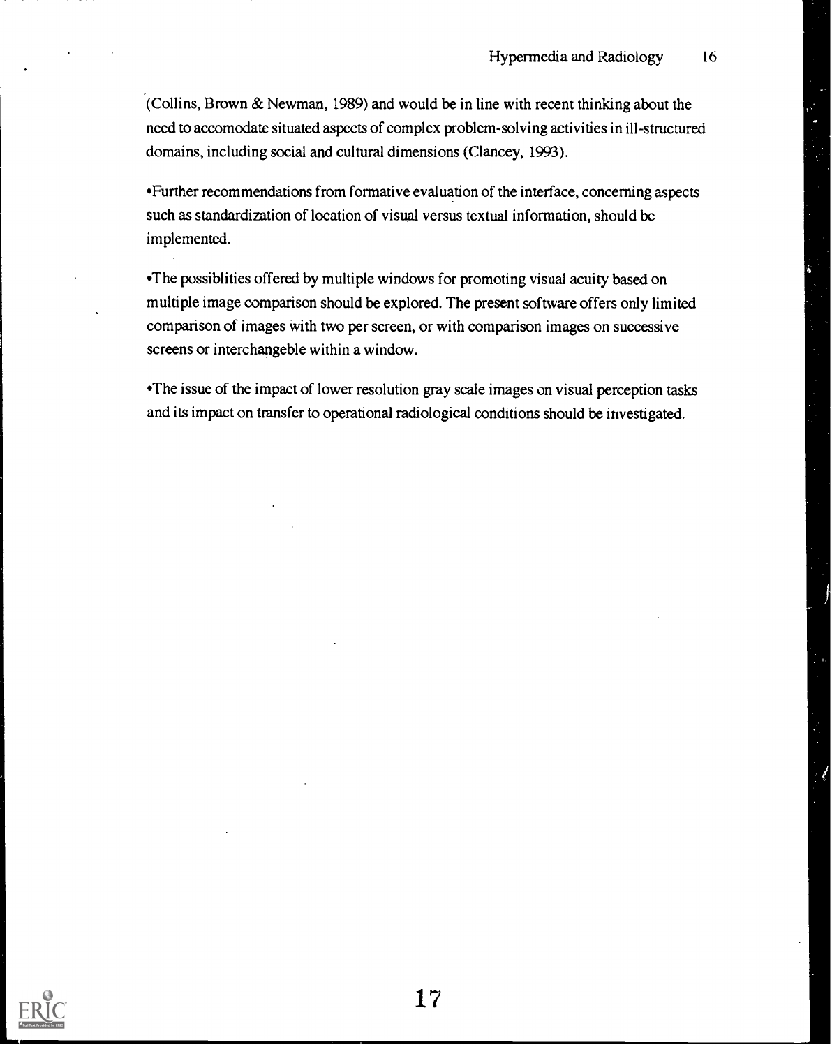(Collins, Brown & Newman, 1989) and would be in line with recent thinking about the need to accomodate situated aspects of complex problem-solving activities in ill-structured domains, including social and cultural dimensions (Clancey, 1993).

•Further recommendations from formative evaluation of the interface, concerning aspects such as standardization of location of visual versus textual information, should be implemented.

•The possiblities offered by multiple windows for promoting visual acuity based on multiple image comparison should be explored. The present software offers only limited comparison of images with two per screen, or with comparison images on successive screens or interchangeble within a window.

•The issue of the impact of lower resolution gray scale images on visual perception tasks and its impact on transfer to operational radiological conditions should be investigated.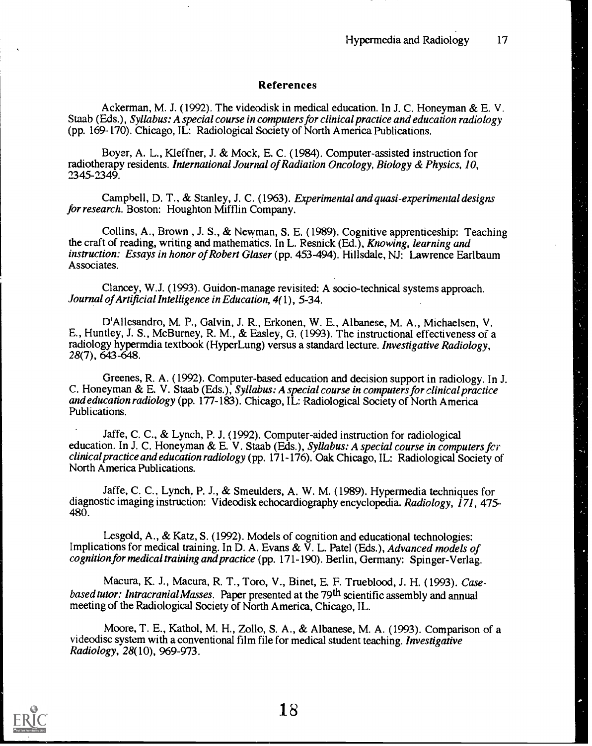## References

Ackerman, M. J. (1992). The videodisk in medical education. In J. C. Honeyman & E. V. Staab (Eds.), *Syllabus: A special course in computers for clinical practice and education radiology* (pp. 169-170). Chicago, IL: Radiological Society of North America Publications.

Boyer, A. L., Kleffner, J. & Mock, E. C. (1984). Computer-assisted instruction for radiotherapy residents. *International Journal of Radiation Oncology, Biology & Physics, 10*, 2345-2349.

Campbell, D. T., & Stanley, J. C. (1963). *Experimental and quasi-experimental designs for research.* Boston: Houghton Mifflin Company.

Collins, A., Brown , J. S., & Newman, S. E. (1989). Cognitive apprenticeship: Teaching the craft of reading, writing and mathematics. In L. Resnick (Ed.), *Knowing, learning and instruction: Essays in honor of Robert Glaser* (pp. 453-494). Hillsdale, NJ: Lawrence Earlbaum Associates.

Clancey, W.J. (1993). Guidon-manage revisited: A socio-technical systems approach. *Journal of Artificial Intelligence in Education, 4*(1), 5-34.

D'Allesandro, M. P., Galvin, J. R., Erkonen, W. E., Albanese, M. A., Michaelsen, V. E., Huntley, J. S., McBurney, R. M., & Easley, G. (1993). The instructional effectiveness of a radiology hypermdia textbook (HyperLung) versus a standard lecture. *Investigative Radiology, 28*(7), 643-648.

Greenes, R. A. (1992). Computer-based education and decision support in radiology. In J. C. Honeyman & E. V. Staab (Eds.), *Syllabus: A special course in computers for clinical practice and education radiology* (pp. 177-183). Chicago, IL: Radiological Society of North America Publications.

Jaffe, C. C., & Lynch, P. J. (1992). Computer-aided instruction for radiological education. In J. C. Honeyman & E. V. Staab (Eds.), *Syllabus: A special course in computers for clinical practice and education radiology* (pp. 171-176). Oak Chicago, IL: Radiological Society of North America Publications.

Jaffe, C. C., Lynch, P. J., & Smeulders, A. W. M. (1989). Hypermedia techniques for diagnostic imaging instruction: Videodisk echocardiography encyclopedia. *Radiology, 171*, 475-480.

Lesgold, A., & Katz, S. (1992). Models of cognition and educational technologies: Implications for medical training. In D. A. Evans & V. L. Patel (Eds.), *Advanced models of cognition for medical training and practice* (pp. 171-190). Berlin, Germany: Spinger-Verlag.

Macura, K. J., Macura, R. T., Toro, V., Binet, E. F. Trueblood, J. H. (1993). *Case-based tutor: Intracranial Masses.* Paper presented at the 79th scientific assembly and annual meeting of the Radiological Society of North America, Chicago, IL.

Moore, T. E., Kathol, M. H., Zollo, S. A., & Albanese, M. A. (1993). Comparison of a videodisc system with a conventional film file for medical student teaching. *Investigative Radiology, 28*(10), 969-973.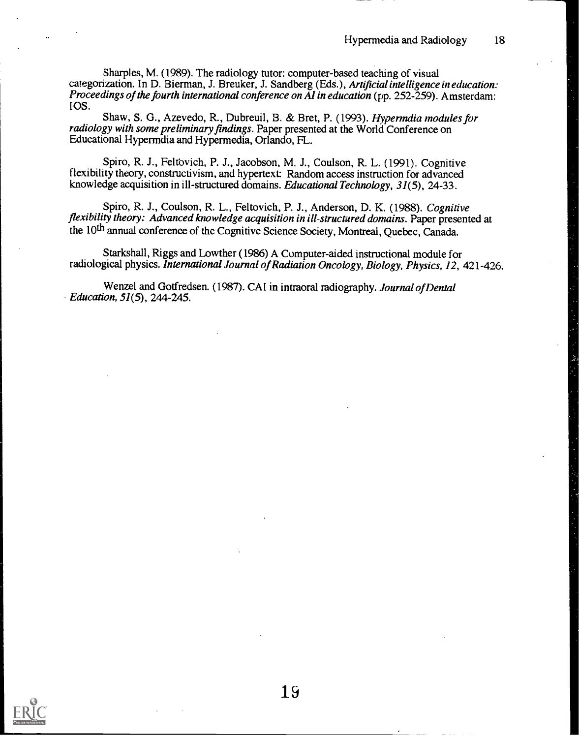Sharples, M. (1989). The radiology tutor: computer-based teaching of visual categorization. In D. Bierman, J. Breuker, J. Sandberg (Eds.), *Artificial intelligence in education: Proceedings of the fourth international conference on AI in education* (pp. 252-259). Amsterdam: IOS.

Shaw, S. G., Azevedo, R., Dubreuil, B. & Bret, P. (1993). *Hypermdia modules for radiology with some preliminary findings*. Paper presented at the World Conference on Educational Hypermdia and Hypermedia, Orlando, FL.

Spiro, R. J., Feltovich, P. J., Jacobson, M. J., Coulson, R. L. (1991). Cognitive flexibility theory, constructivism, and hypertext: Random access instruction for advanced knowledge acquisition in ill-structured domains. *Educational Technology, 31*(5), 24-33.

Spiro, R. J., Coulson, R. L., Feltovich, P. J., Anderson, D. K. (1988). *Cognitive flexibility theory: Advanced knowledge acquisition in ill-structured domains*. Paper presented at the 10th annual conference of the Cognitive Science Society, Montreal, Quebec, Canada.

Starkshall, Riggs and Lowther (1986) A Computer-aided instructional module for radiological physics. *International Journal of Radiation Oncology, Biology, Physics, 12*, 421-426.

Wenzel and Gotfredsen. (1987). CAI in intraoral radiography. *Journal of Dental Education, 51*(5), 244-245.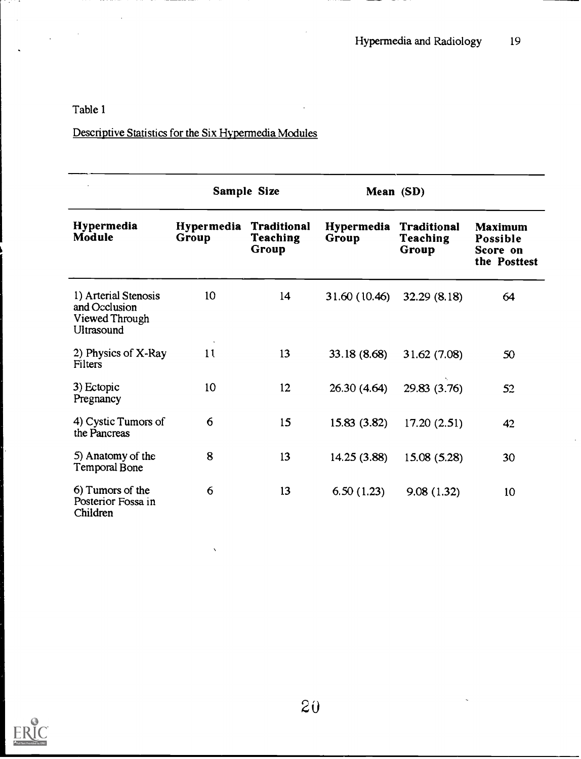Table 1

Descriptive Statistics for the Six Hypermedia Modules

| | Sample Size | | Mean (SD) | | |
|---|---|---|---|---|---|
| **Hypermedia Module** | **Hypermedia Group** | **Traditional Teaching Group** | **Hypermedia Group** | **Traditional Teaching Group** | **Maximum Possible Score on the Posttest** |
| 1) Arterial Stenosis and Occlusion Viewed Through Ultrasound | 10 | 14 | 31.60 (10.46) | 32.29 (8.18) | 64 |
| 2) Physics of X-Ray Filters | 11 | 13 | 33.18 (8.68) | 31.62 (7.08) | 50 |
| 3) Ectopic Pregnancy | 10 | 12 | 26.30 (4.64) | 29.83 (3.76) | 52 |
| 4) Cystic Tumors of the Pancreas | 6 | 15 | 15.83 (3.82) | 17.20 (2.51) | 42 |
| 5) Anatomy of the Temporal Bone | 8 | 13 | 14.25 (3.88) | 15.08 (5.28) | 30 |
| 6) Tumors of the Posterior Fossa in Children | 6 | 13 | 6.50 (1.23) | 9.08 (1.32) | 10 |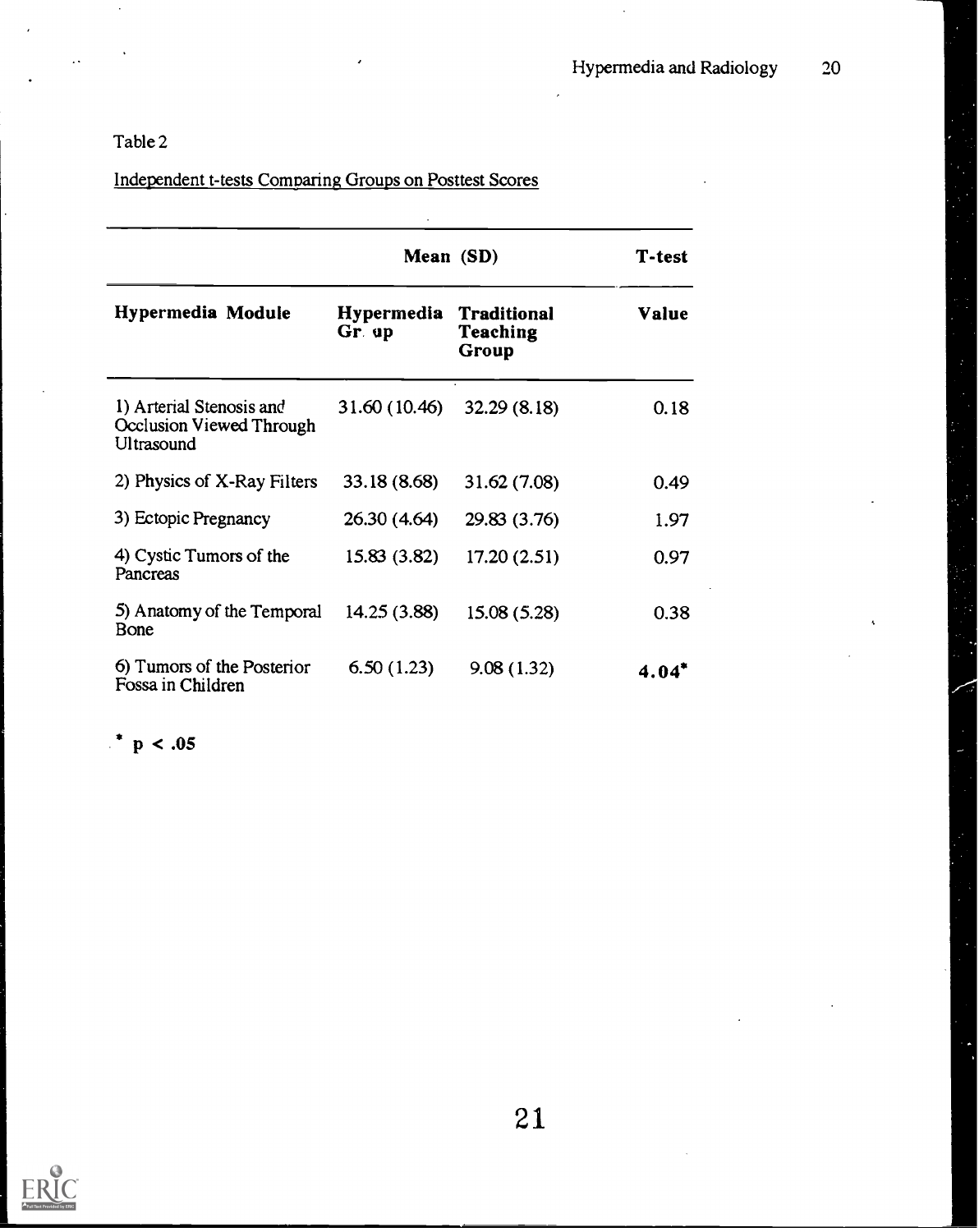Table 2

Independent t-tests Comparing Groups on Posttest Scores

| | Mean (SD) | | T-test |
|---|---|---|---|
| Hypermedia Module | Hypermedia Group | Traditional Teaching Group | Value |
| 1) Arterial Stenosis and Occlusion Viewed Through Ultrasound | 31.60 (10.46) | 32.29 (8.18) | 0.18 |
| 2) Physics of X-Ray Filters | 33.18 (8.68) | 31.62 (7.08) | 0.49 |
| 3) Ectopic Pregnancy | 26.30 (4.64) | 29.83 (3.76) | 1.97 |
| 4) Cystic Tumors of the Pancreas | 15.83 (3.82) | 17.20 (2.51) | 0.97 |
| 5) Anatomy of the Temporal Bone | 14.25 (3.88) | 15.08 (5.28) | 0.38 |
| 6) Tumors of the Posterior Fossa in Children | 6.50 (1.23) | 9.08 (1.32) | **4.04*** |

* $p < .05$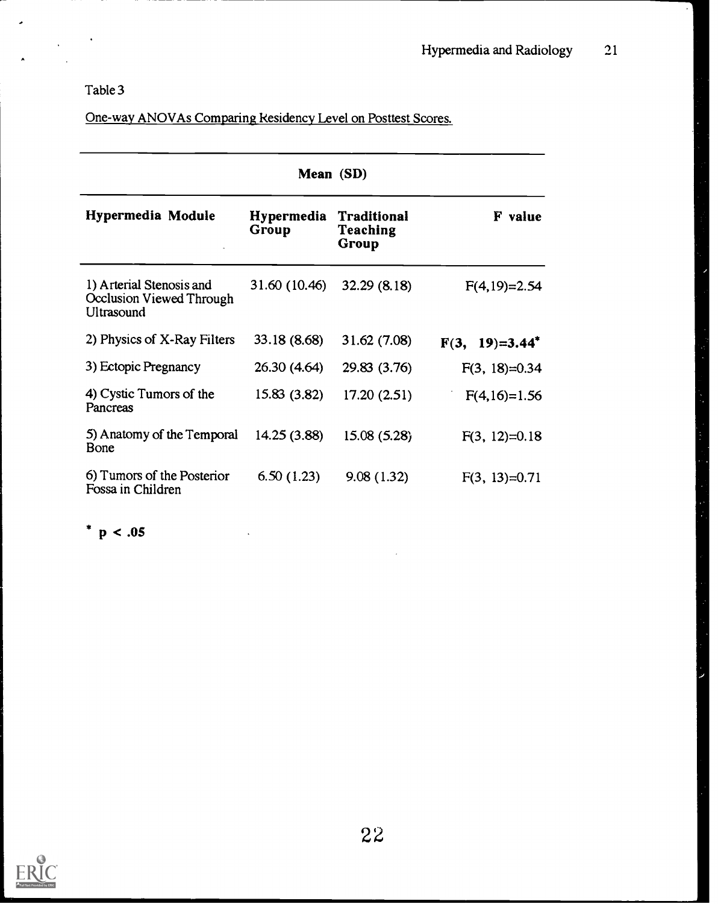Table 3

One-way ANOVAs Comparing Residency Level on Posttest Scores.

| | Mean (SD) | | |
|---|---|---|---|
| **Hypermedia Module** | **Hypermedia Group** | **Traditional Teaching Group** | **F value** |
| 1) Arterial Stenosis and Occlusion Viewed Through Ultrasound | 31.60 (10.46) | 32.29 (8.18) | $F(4,19)=2.54$ |
| 2) Physics of X-Ray Filters | 33.18 (8.68) | 31.62 (7.08) | $\mathbf{F(3, 19)=3.44}$* |
| 3) Ectopic Pregnancy | 26.30 (4.64) | 29.83 (3.76) | $F(3, 18)=0.34$ |
| 4) Cystic Tumors of the Pancreas | 15.83 (3.82) | 17.20 (2.51) | $F(4,16)=1.56$ |
| 5) Anatomy of the Temporal Bone | 14.25 (3.88) | 15.08 (5.28) | $F(3, 12)=0.18$ |
| 6) Tumors of the Posterior Fossa in Children | 6.50 (1.23) | 9.08 (1.32) | $F(3, 13)=0.71$ |

* $p < .05$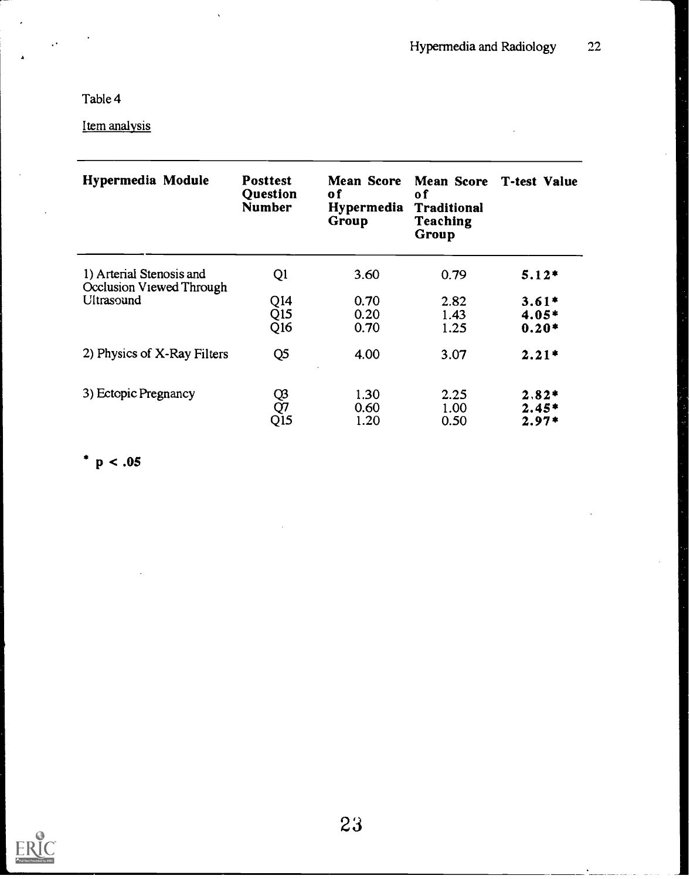Table 4

Item analysis

| Hypermedia Module | Posttest Question Number | Mean Score of Hypermedia Group | Mean Score of Traditional Teaching Group | T-test Value |
|---|---|---|---|---|
| 1) Arterial Stenosis and Occlusion Viewed Through Ultrasound | Q1 | 3.60 | 0.79 | **5.12*** |
| | Q14 | 0.70 | 2.82 | **3.61*** |
| | Q15 | 0.20 | 1.43 | **4.05*** |
| | Q16 | 0.70 | 1.25 | **0.20*** |
| 2) Physics of X-Ray Filters | Q5 | 4.00 | 3.07 | **2.21*** |
| 3) Ectopic Pregnancy | Q3 | 1.30 | 2.25 | **2.82*** |
| | Q7 | 0.60 | 1.00 | **2.45*** |
| | Q15 | 1.20 | 0.50 | **2.97*** |

* $p < .05$